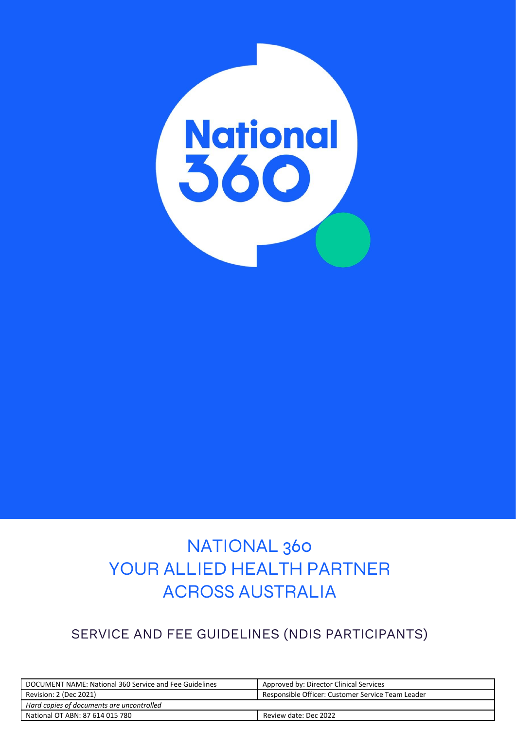# NATIONAL 360
# YOUR ALLIED HEALTH PARTNER ACROSS AUSTRALIA

## SERVICE AND FEE GUIDELINES (NDIS PARTICIPANTS)

| DOCUMENT NAME: National 360 Service and Fee Guidelines | Approved by: Director Clinical Services |
| --- | --- |
| Revision: 2 (Dec 2021) | Responsible Officer: Customer Service Team Leader |
| *Hard copies of documents are uncontrolled* | |
| National OT ABN: 87 614 015 780 | Review date: Dec 2022 |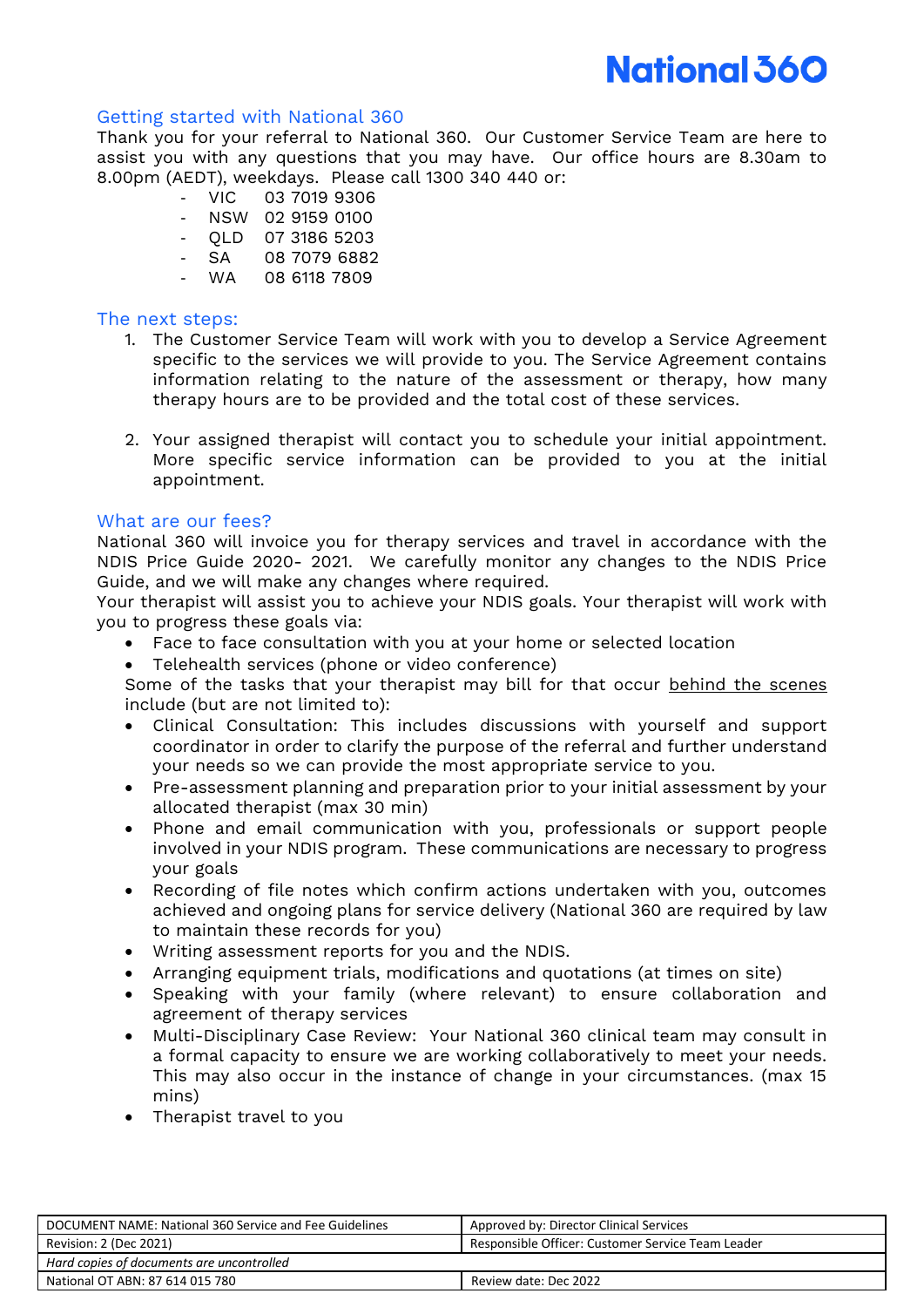## Getting started with National 360

Thank you for your referral to National 360. Our Customer Service Team are here to assist you with any questions that you may have. Our office hours are 8.30am to 8.00pm (AEDT), weekdays. Please call 1300 340 440 or:

- VIC 03 7019 9306
- NSW 02 9159 0100
- QLD 07 3186 5203
- SA 08 7079 6882
- WA 08 6118 7809

## The next steps:

1. The Customer Service Team will work with you to develop a Service Agreement specific to the services we will provide to you. The Service Agreement contains information relating to the nature of the assessment or therapy, how many therapy hours are to be provided and the total cost of these services.

2. Your assigned therapist will contact you to schedule your initial appointment. More specific service information can be provided to you at the initial appointment.

## What are our fees?

National 360 will invoice you for therapy services and travel in accordance with the NDIS Price Guide 2020- 2021. We carefully monitor any changes to the NDIS Price Guide, and we will make any changes where required.

Your therapist will assist you to achieve your NDIS goals. Your therapist will work with you to progress these goals via:

- Face to face consultation with you at your home or selected location
- Telehealth services (phone or video conference)

Some of the tasks that your therapist may bill for that occur behind the scenes include (but are not limited to):

- Clinical Consultation: This includes discussions with yourself and support coordinator in order to clarify the purpose of the referral and further understand your needs so we can provide the most appropriate service to you.
- Pre-assessment planning and preparation prior to your initial assessment by your allocated therapist (max 30 min)
- Phone and email communication with you, professionals or support people involved in your NDIS program. These communications are necessary to progress your goals
- Recording of file notes which confirm actions undertaken with you, outcomes achieved and ongoing plans for service delivery (National 360 are required by law to maintain these records for you)
- Writing assessment reports for you and the NDIS.
- Arranging equipment trials, modifications and quotations (at times on site)
- Speaking with your family (where relevant) to ensure collaboration and agreement of therapy services
- Multi-Disciplinary Case Review: Your National 360 clinical team may consult in a formal capacity to ensure we are working collaboratively to meet your needs. This may also occur in the instance of change in your circumstances. (max 15 mins)
- Therapist travel to you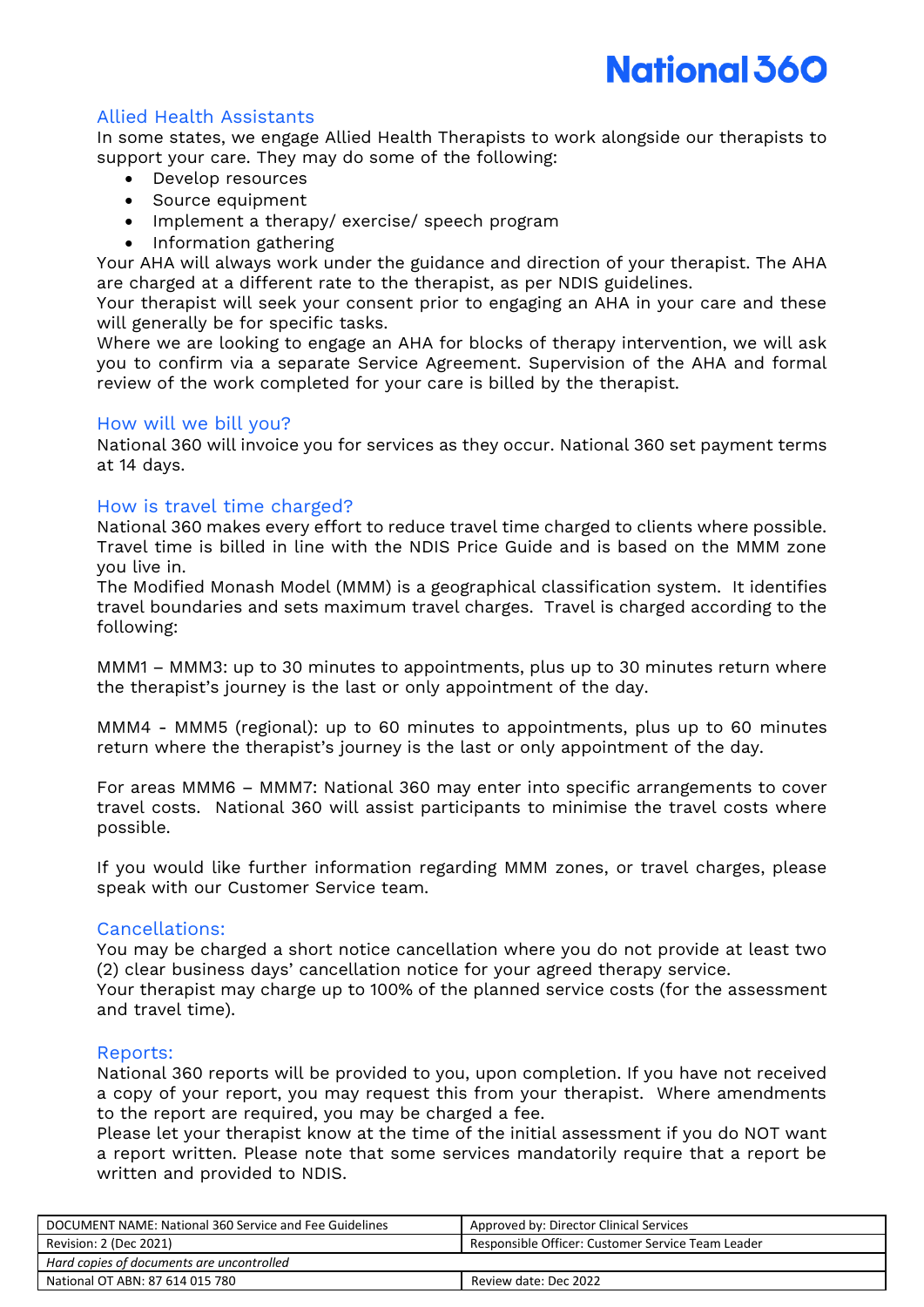## Allied Health Assistants

In some states, we engage Allied Health Therapists to work alongside our therapists to support your care. They may do some of the following:

- Develop resources
- Source equipment
- Implement a therapy/ exercise/ speech program
- Information gathering

Your AHA will always work under the guidance and direction of your therapist. The AHA are charged at a different rate to the therapist, as per NDIS guidelines.

Your therapist will seek your consent prior to engaging an AHA in your care and these will generally be for specific tasks.

Where we are looking to engage an AHA for blocks of therapy intervention, we will ask you to confirm via a separate Service Agreement. Supervision of the AHA and formal review of the work completed for your care is billed by the therapist.

## How will we bill you?

National 360 will invoice you for services as they occur. National 360 set payment terms at 14 days.

## How is travel time charged?

National 360 makes every effort to reduce travel time charged to clients where possible. Travel time is billed in line with the NDIS Price Guide and is based on the MMM zone you live in.

The Modified Monash Model (MMM) is a geographical classification system. It identifies travel boundaries and sets maximum travel charges. Travel is charged according to the following:

MMM1 – MMM3: up to 30 minutes to appointments, plus up to 30 minutes return where the therapist's journey is the last or only appointment of the day.

MMM4 - MMM5 (regional): up to 60 minutes to appointments, plus up to 60 minutes return where the therapist's journey is the last or only appointment of the day.

For areas MMM6 – MMM7: National 360 may enter into specific arrangements to cover travel costs. National 360 will assist participants to minimise the travel costs where possible.

If you would like further information regarding MMM zones, or travel charges, please speak with our Customer Service team.

## Cancellations:

You may be charged a short notice cancellation where you do not provide at least two (2) clear business days' cancellation notice for your agreed therapy service.

Your therapist may charge up to 100% of the planned service costs (for the assessment and travel time).

## Reports:

National 360 reports will be provided to you, upon completion. If you have not received a copy of your report, you may request this from your therapist. Where amendments to the report are required, you may be charged a fee.

Please let your therapist know at the time of the initial assessment if you do NOT want a report written. Please note that some services mandatorily require that a report be written and provided to NDIS.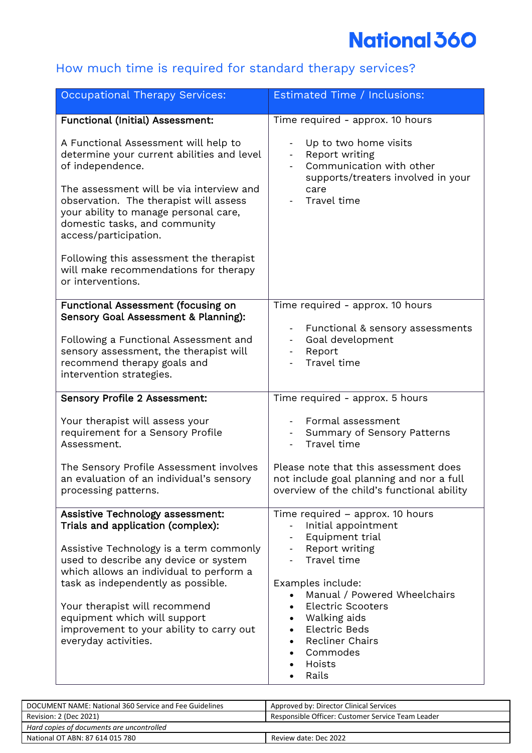## How much time is required for standard therapy services?

| Occupational Therapy Services: | Estimated Time / Inclusions: |
|---|---|
| **Functional (Initial) Assessment:**<br><br>A Functional Assessment will help to determine your current abilities and level of independence.<br><br>The assessment will be via interview and observation. The therapist will assess your ability to manage personal care, domestic tasks, and community access/participation.<br><br>Following this assessment the therapist will make recommendations for therapy or interventions. | Time required - approx. 10 hours<br><br>- Up to two home visits<br>- Report writing<br>- Communication with other supports/treaters involved in your care<br>- Travel time |
| **Functional Assessment (focusing on Sensory Goal Assessment & Planning):**<br><br>Following a Functional Assessment and sensory assessment, the therapist will recommend therapy goals and intervention strategies. | Time required - approx. 10 hours<br><br>- Functional & sensory assessments<br>- Goal development<br>- Report<br>- Travel time |
| **Sensory Profile 2 Assessment:**<br><br>Your therapist will assess your requirement for a Sensory Profile Assessment.<br><br>The Sensory Profile Assessment involves an evaluation of an individual's sensory processing patterns. | Time required - approx. 5 hours<br><br>- Formal assessment<br>- Summary of Sensory Patterns<br>- Travel time<br><br>Please note that this assessment does not include goal planning and nor a full overview of the child's functional ability |
| **Assistive Technology assessment: Trials and application (complex):**<br><br>Assistive Technology is a term commonly used to describe any device or system which allows an individual to perform a task as independently as possible.<br><br>Your therapist will recommend equipment which will support improvement to your ability to carry out everyday activities. | Time required – approx. 10 hours<br>- Initial appointment<br>- Equipment trial<br>- Report writing<br>- Travel time<br><br>Examples include:<br>• Manual / Powered Wheelchairs<br>• Electric Scooters<br>• Walking aids<br>• Electric Beds<br>• Recliner Chairs<br>• Commodes<br>• Hoists<br>• Rails |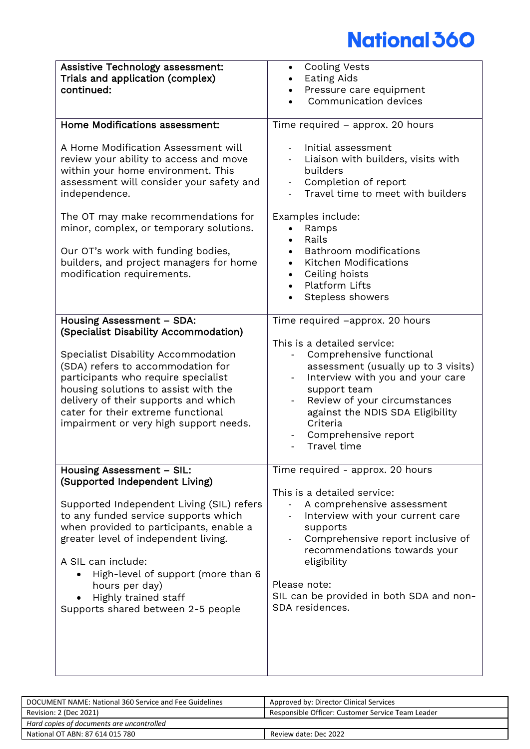| Service | Details |
|---|---|
| **Assistive Technology assessment: Trials and application (complex) continued:** | • Cooling Vests<br>• Eating Aids<br>• Pressure care equipment<br>• Communication devices |
| **Home Modifications assessment:**<br><br>A Home Modification Assessment will review your ability to access and move within your home environment. This assessment will consider your safety and independence.<br><br>The OT may make recommendations for minor, complex, or temporary solutions.<br><br>Our OT's work with funding bodies, builders, and project managers for home modification requirements. | Time required – approx. 20 hours<br><br>- Initial assessment<br>- Liaison with builders, visits with builders<br>- Completion of report<br>- Travel time to meet with builders<br><br>Examples include:<br>• Ramps<br>• Rails<br>• Bathroom modifications<br>• Kitchen Modifications<br>• Ceiling hoists<br>• Platform Lifts<br>• Stepless showers |
| **Housing Assessment – SDA: (Specialist Disability Accommodation)**<br><br>Specialist Disability Accommodation (SDA) refers to accommodation for participants who require specialist housing solutions to assist with the delivery of their supports and which cater for their extreme functional impairment or very high support needs. | Time required –approx. 20 hours<br><br>This is a detailed service:<br>- Comprehensive functional assessment (usually up to 3 visits)<br>- Interview with you and your care support team<br>- Review of your circumstances against the NDIS SDA Eligibility Criteria<br>- Comprehensive report<br>- Travel time |
| **Housing Assessment – SIL: (Supported Independent Living)**<br><br>Supported Independent Living (SIL) refers to any funded service supports which when provided to participants, enable a greater level of independent living.<br><br>A SIL can include:<br>• High-level of support (more than 6 hours per day)<br>• Highly trained staff<br>Supports shared between 2-5 people | Time required - approx. 20 hours<br><br>This is a detailed service:<br>- A comprehensive assessment<br>- Interview with your current care supports<br>- Comprehensive report inclusive of recommendations towards your eligibility<br><br>Please note:<br>SIL can be provided in both SDA and non-SDA residences. |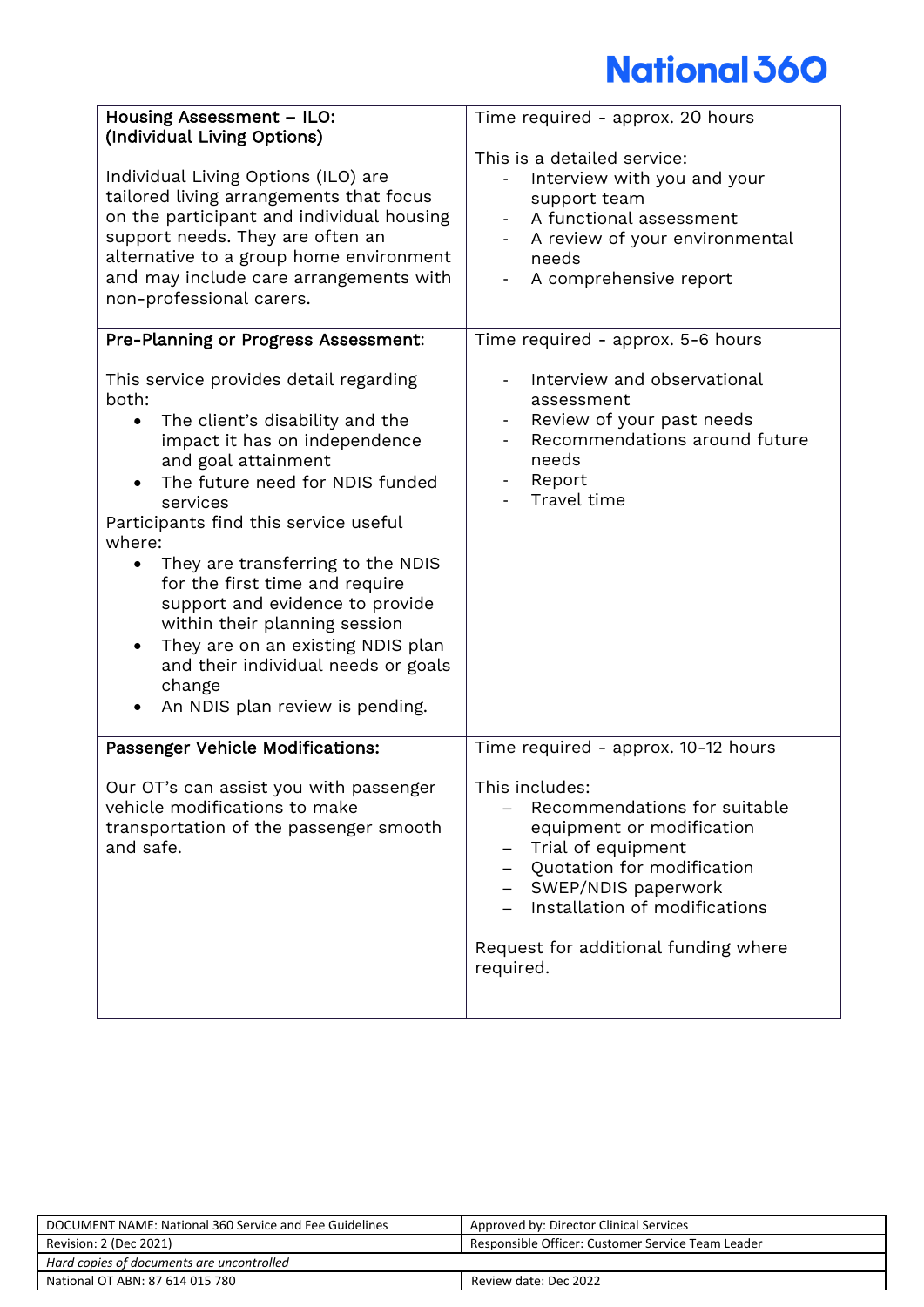| | |
|---|---|
| **Housing Assessment – ILO: (Individual Living Options)**<br><br>Individual Living Options (ILO) are tailored living arrangements that focus on the participant and individual housing support needs. They are often an alternative to a group home environment and may include care arrangements with non-professional carers. | Time required - approx. 20 hours<br><br>This is a detailed service:<br>- Interview with you and your support team<br>- A functional assessment<br>- A review of your environmental needs<br>- A comprehensive report |
| **Pre-Planning or Progress Assessment:**<br><br>This service provides detail regarding both:<br>• The client's disability and the impact it has on independence and goal attainment<br>• The future need for NDIS funded services<br>Participants find this service useful where:<br>• They are transferring to the NDIS for the first time and require support and evidence to provide within their planning session<br>• They are on an existing NDIS plan and their individual needs or goals change<br>• An NDIS plan review is pending. | Time required - approx. 5-6 hours<br><br>- Interview and observational assessment<br>- Review of your past needs<br>- Recommendations around future needs<br>- Report<br>- Travel time |
| **Passenger Vehicle Modifications:**<br><br>Our OT's can assist you with passenger vehicle modifications to make transportation of the passenger smooth and safe. | Time required - approx. 10-12 hours<br><br>This includes:<br>– Recommendations for suitable equipment or modification<br>– Trial of equipment<br>– Quotation for modification<br>– SWEP/NDIS paperwork<br>– Installation of modifications<br><br>Request for additional funding where required. |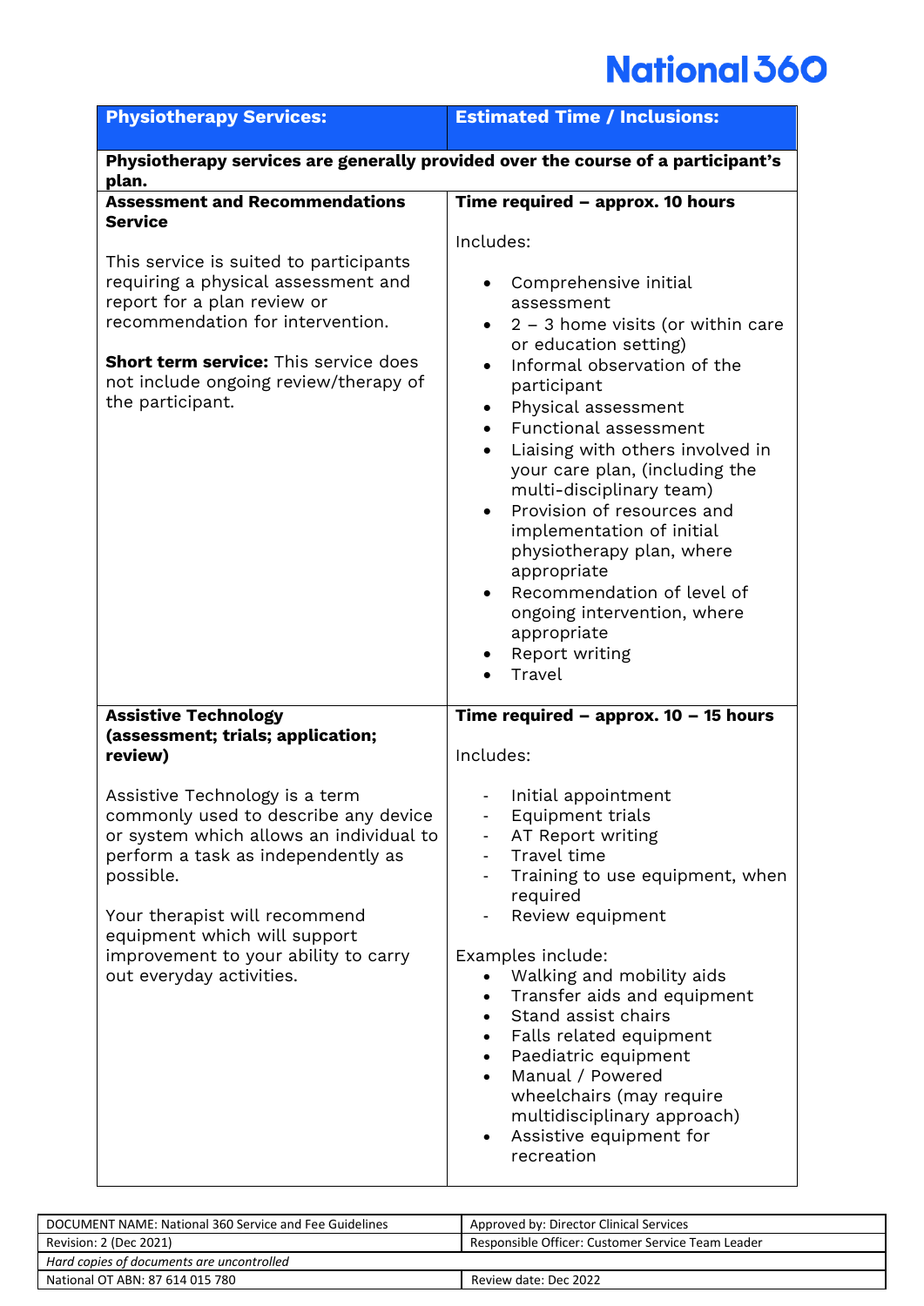| Physiotherapy Services: | Estimated Time / Inclusions: |
|---|---|
| **Physiotherapy services are generally provided over the course of a participant's plan.** | |
| **Assessment and Recommendations Service**<br><br>This service is suited to participants requiring a physical assessment and report for a plan review or recommendation for intervention.<br><br>**Short term service:** This service does not include ongoing review/therapy of the participant. | **Time required – approx. 10 hours**<br><br>Includes:<br><br>• Comprehensive initial assessment<br>• 2 – 3 home visits (or within care or education setting)<br>• Informal observation of the participant<br>• Physical assessment<br>• Functional assessment<br>• Liaising with others involved in your care plan, (including the multi-disciplinary team)<br>• Provision of resources and implementation of initial physiotherapy plan, where appropriate<br>• Recommendation of level of ongoing intervention, where appropriate<br>• Report writing<br>• Travel |
| **Assistive Technology (assessment; trials; application; review)**<br><br>Assistive Technology is a term commonly used to describe any device or system which allows an individual to perform a task as independently as possible.<br><br>Your therapist will recommend equipment which will support improvement to your ability to carry out everyday activities. | **Time required – approx. 10 – 15 hours**<br><br>Includes:<br><br>- Initial appointment<br>- Equipment trials<br>- AT Report writing<br>- Travel time<br>- Training to use equipment, when required<br>- Review equipment<br><br>Examples include:<br>• Walking and mobility aids<br>• Transfer aids and equipment<br>• Stand assist chairs<br>• Falls related equipment<br>• Paediatric equipment<br>• Manual / Powered wheelchairs (may require multidisciplinary approach)<br>• Assistive equipment for recreation |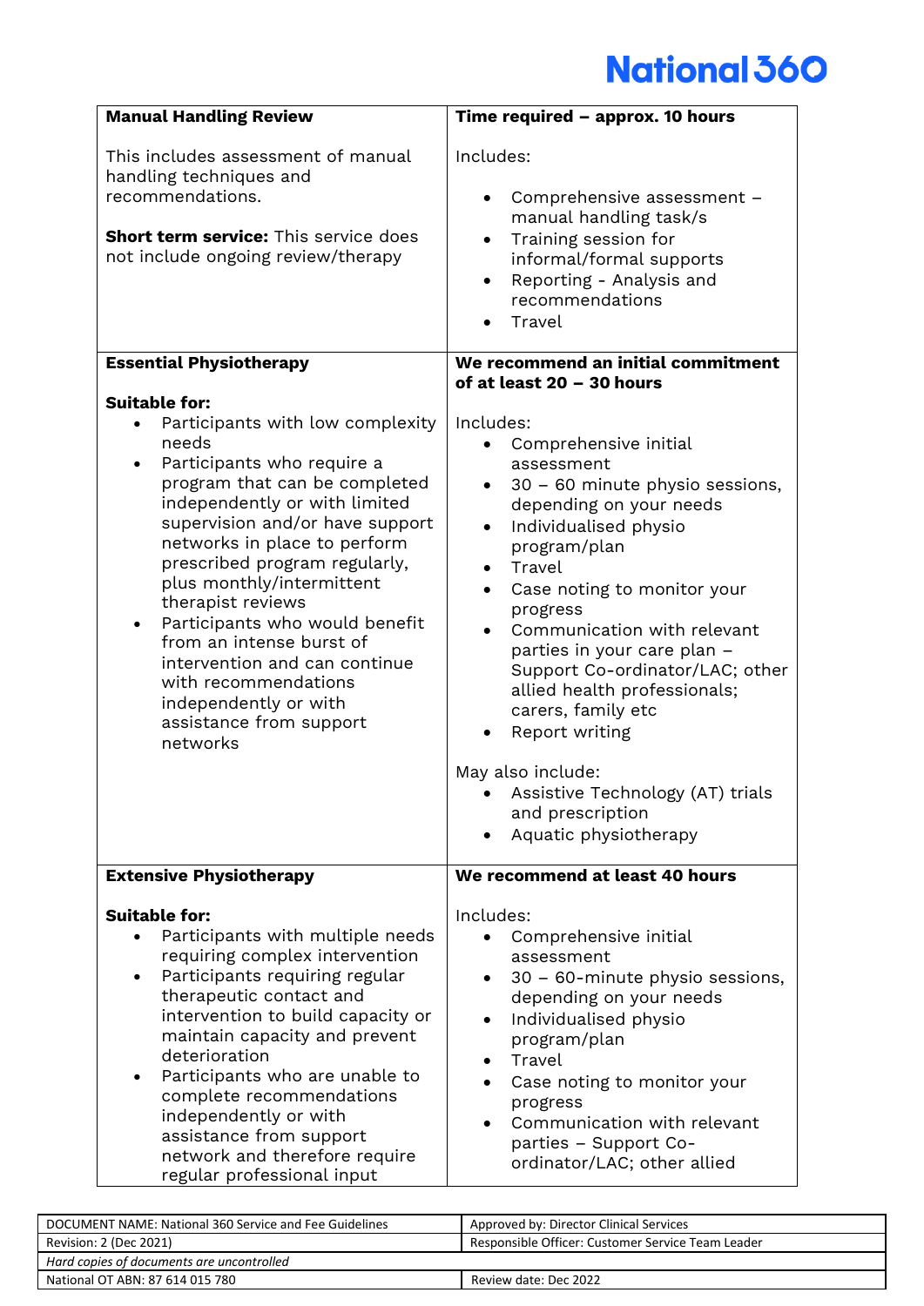| Manual Handling Review | Time required – approx. 10 hours |
|---|---|
| This includes assessment of manual handling techniques and recommendations.<br><br>**Short term service:** This service does not include ongoing review/therapy | Includes:<br>• Comprehensive assessment – manual handling task/s<br>• Training session for informal/formal supports<br>• Reporting - Analysis and recommendations<br>• Travel |
| **Essential Physiotherapy**<br><br>**Suitable for:**<br>• Participants with low complexity needs<br>• Participants who require a program that can be completed independently or with limited supervision and/or have support networks in place to perform prescribed program regularly, plus monthly/intermittent therapist reviews<br>• Participants who would benefit from an intense burst of intervention and can continue with recommendations independently or with assistance from support networks | **We recommend an initial commitment of at least 20 – 30 hours**<br><br>Includes:<br>• Comprehensive initial assessment<br>• 30 – 60 minute physio sessions, depending on your needs<br>• Individualised physio program/plan<br>• Travel<br>• Case noting to monitor your progress<br>• Communication with relevant parties in your care plan – Support Co-ordinator/LAC; other allied health professionals; carers, family etc<br>• Report writing<br><br>May also include:<br>• Assistive Technology (AT) trials and prescription<br>• Aquatic physiotherapy |
| **Extensive Physiotherapy**<br><br>**Suitable for:**<br>• Participants with multiple needs requiring complex intervention<br>• Participants requiring regular therapeutic contact and intervention to build capacity or maintain capacity and prevent deterioration<br>• Participants who are unable to complete recommendations independently or with assistance from support network and therefore require regular professional input | **We recommend at least 40 hours**<br><br>Includes:<br>• Comprehensive initial assessment<br>• 30 – 60-minute physio sessions, depending on your needs<br>• Individualised physio program/plan<br>• Travel<br>• Case noting to monitor your progress<br>• Communication with relevant parties – Support Co-ordinator/LAC; other allied |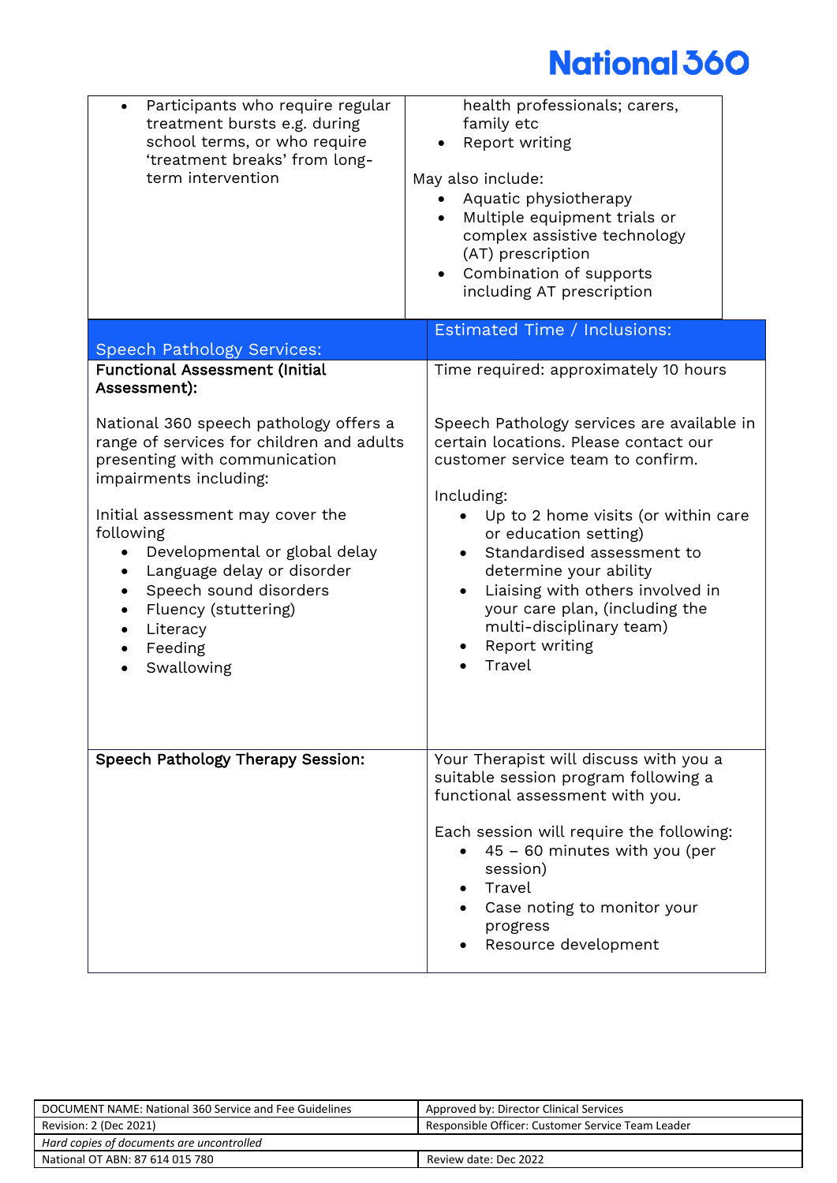| | |
|---|---|
| <ul><li>Participants who require regular treatment bursts e.g. during school terms, or who require 'treatment breaks' from long-term intervention</li></ul> | health professionals; carers, family etc<ul><li>Report writing</li></ul>May also include:<ul><li>Aquatic physiotherapy</li><li>Multiple equipment trials or complex assistive technology (AT) prescription</li><li>Combination of supports including AT prescription</li></ul> |

| Speech Pathology Services: | Estimated Time / Inclusions: |
|---|---|
| **Functional Assessment (Initial Assessment):**<br><br>National 360 speech pathology offers a range of services for children and adults presenting with communication impairments including:<br><br>Initial assessment may cover the following<ul><li>Developmental or global delay</li><li>Language delay or disorder</li><li>Speech sound disorders</li><li>Fluency (stuttering)</li><li>Literacy</li><li>Feeding</li><li>Swallowing</li></ul> | Time required: approximately 10 hours<br><br>Speech Pathology services are available in certain locations. Please contact our customer service team to confirm.<br><br>Including:<ul><li>Up to 2 home visits (or within care or education setting)</li><li>Standardised assessment to determine your ability</li><li>Liaising with others involved in your care plan, (including the multi-disciplinary team)</li><li>Report writing</li><li>Travel</li></ul> |
| **Speech Pathology Therapy Session:** | Your Therapist will discuss with you a suitable session program following a functional assessment with you.<br><br>Each session will require the following:<ul><li>45 – 60 minutes with you (per session)</li><li>Travel</li><li>Case noting to monitor your progress</li><li>Resource development</li></ul> |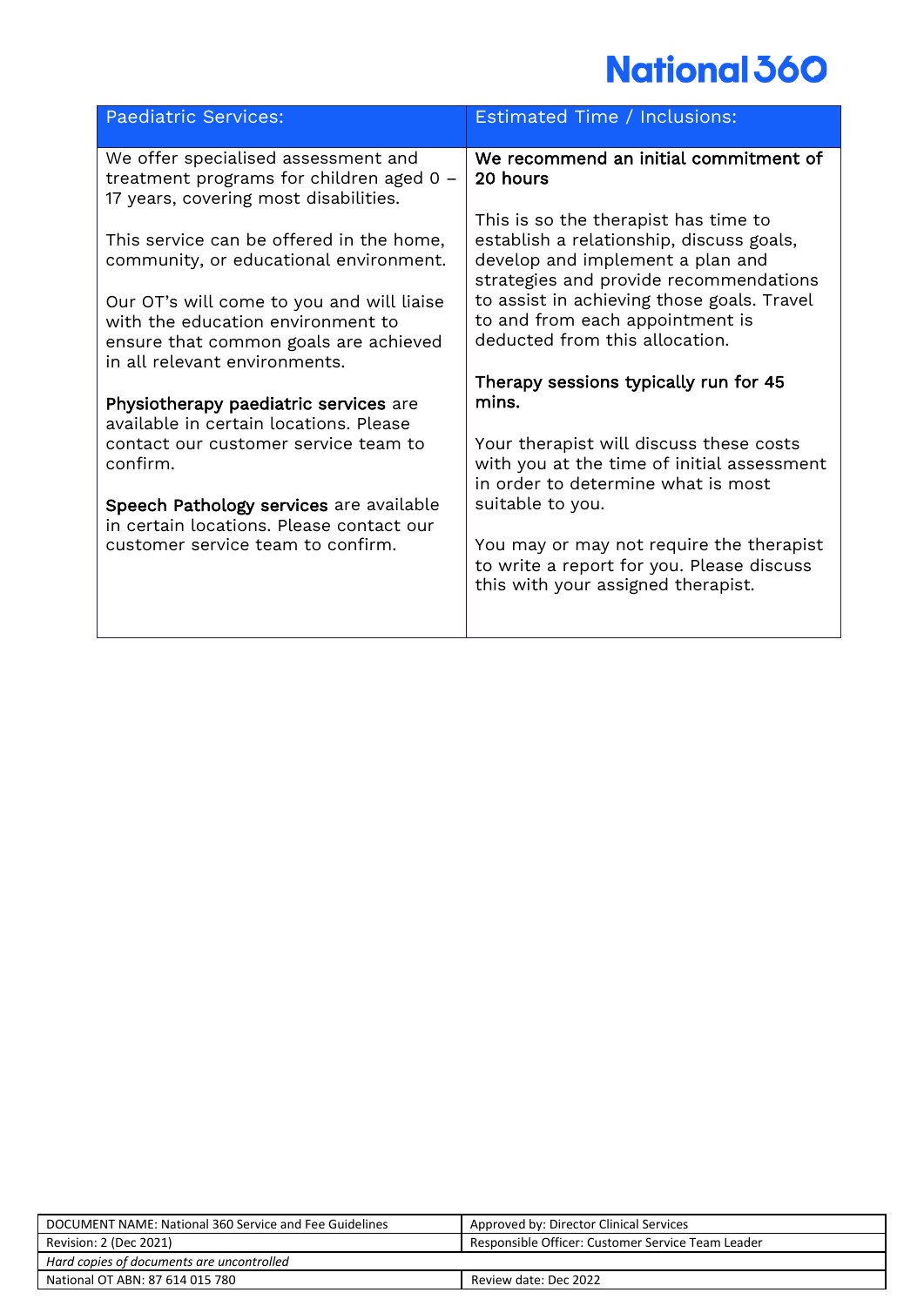| Paediatric Services: | Estimated Time / Inclusions: |
|---|---|
| We offer specialised assessment and treatment programs for children aged 0 – 17 years, covering most disabilities.<br><br>This service can be offered in the home, community, or educational environment.<br><br>Our OT's will come to you and will liaise with the education environment to ensure that common goals are achieved in all relevant environments.<br><br>**Physiotherapy paediatric services** are available in certain locations. Please contact our customer service team to confirm.<br><br>**Speech Pathology services** are available in certain locations. Please contact our customer service team to confirm. | **We recommend an initial commitment of 20 hours**<br><br>This is so the therapist has time to establish a relationship, discuss goals, develop and implement a plan and strategies and provide recommendations to assist in achieving those goals. Travel to and from each appointment is deducted from this allocation.<br><br>**Therapy sessions typically run for 45 mins.**<br><br>Your therapist will discuss these costs with you at the time of initial assessment in order to determine what is most suitable to you.<br><br>You may or may not require the therapist to write a report for you. Please discuss this with your assigned therapist. |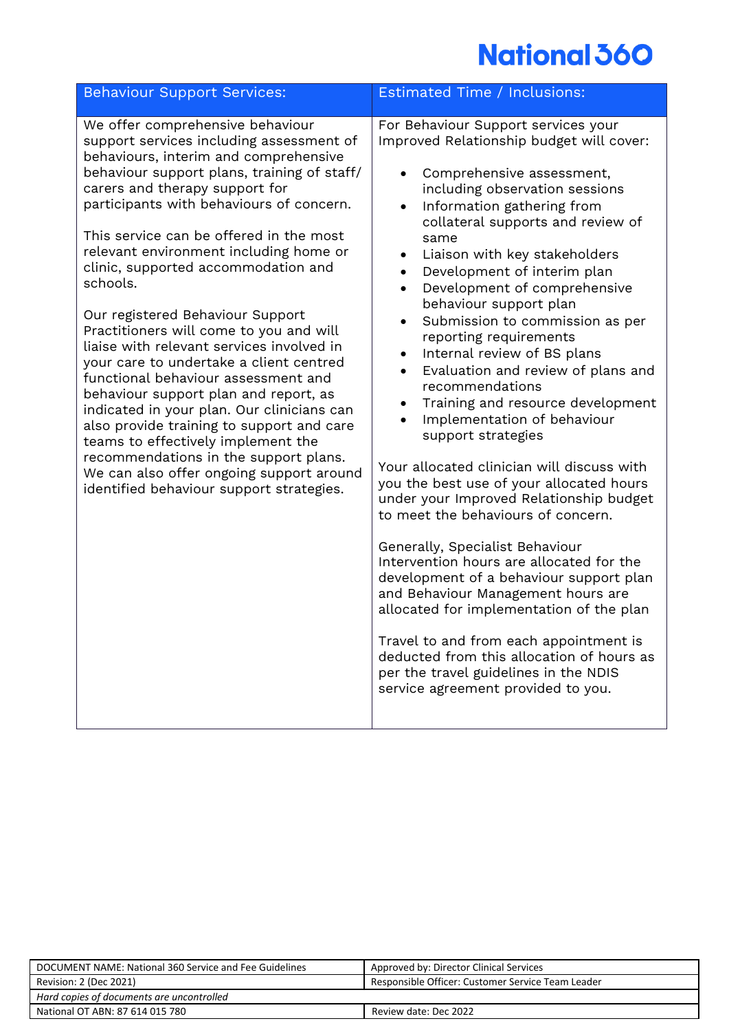| Behaviour Support Services: | Estimated Time / Inclusions: |
| --- | --- |
| We offer comprehensive behaviour support services including assessment of behaviours, interim and comprehensive behaviour support plans, training of staff/ carers and therapy support for participants with behaviours of concern.<br><br>This service can be offered in the most relevant environment including home or clinic, supported accommodation and schools.<br><br>Our registered Behaviour Support Practitioners will come to you and will liaise with relevant services involved in your care to undertake a client centred functional behaviour assessment and behaviour support plan and report, as indicated in your plan. Our clinicians can also provide training to support and care teams to effectively implement the recommendations in the support plans. We can also offer ongoing support around identified behaviour support strategies. | For Behaviour Support services your Improved Relationship budget will cover:<br><br>• Comprehensive assessment, including observation sessions<br>• Information gathering from collateral supports and review of same<br>• Liaison with key stakeholders<br>• Development of interim plan<br>• Development of comprehensive behaviour support plan<br>• Submission to commission as per reporting requirements<br>• Internal review of BS plans<br>• Evaluation and review of plans and recommendations<br>• Training and resource development<br>• Implementation of behaviour support strategies<br><br>Your allocated clinician will discuss with you the best use of your allocated hours under your Improved Relationship budget to meet the behaviours of concern.<br><br>Generally, Specialist Behaviour Intervention hours are allocated for the development of a behaviour support plan and Behaviour Management hours are allocated for implementation of the plan<br><br>Travel to and from each appointment is deducted from this allocation of hours as per the travel guidelines in the NDIS service agreement provided to you. |